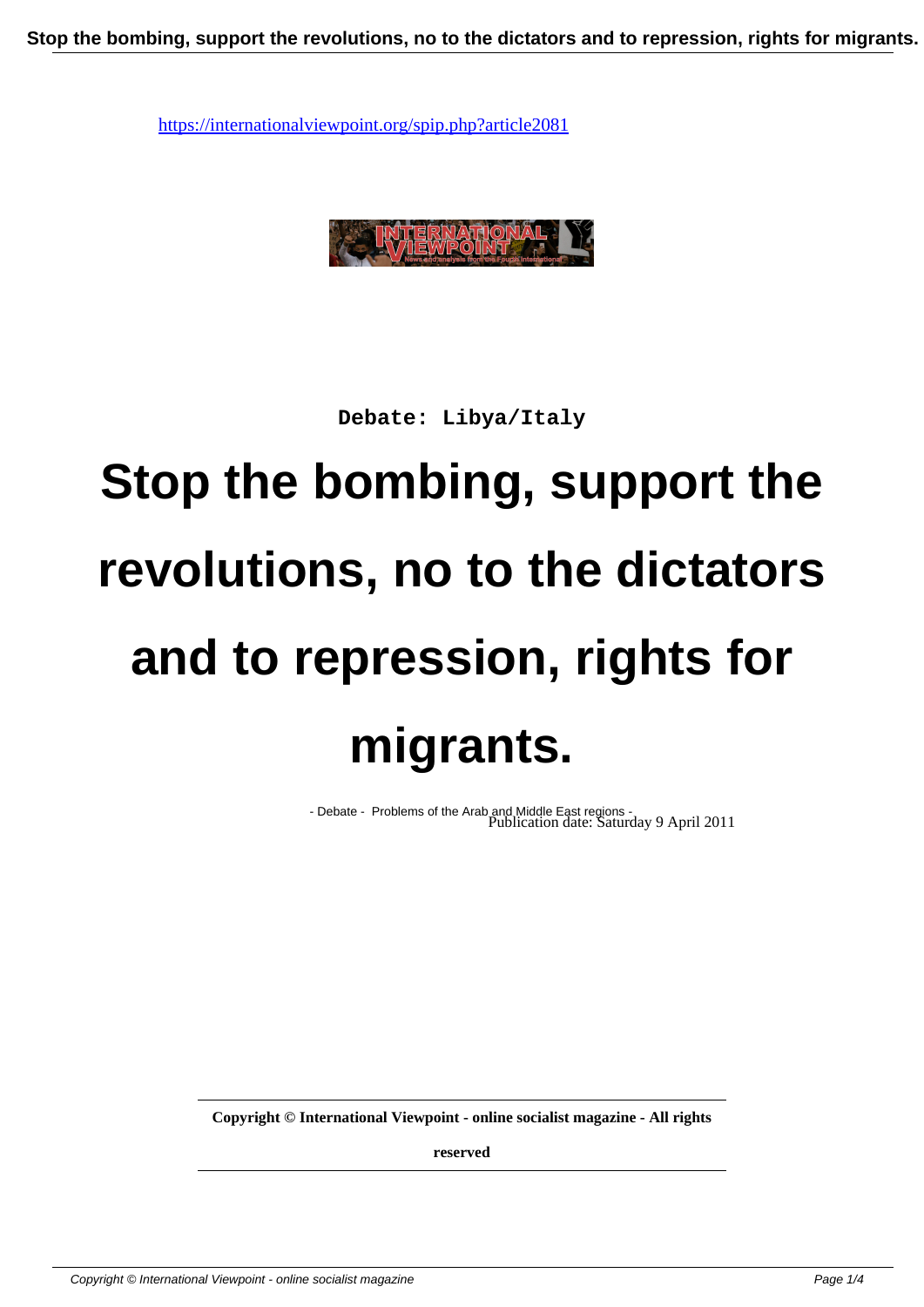https://internationalviewpoint.org/spip.php?article2081

**Debate: Libya/Italy**

# Stop the bombing, support the revolutions, no to the dictators and to repression, rights for migrants.

- Debate - Problems of the Arab and Middle East regions -
Publication date: Saturday 9 April 2011

**Copyright © International Viewpoint - online socialist magazine - All rights reserved**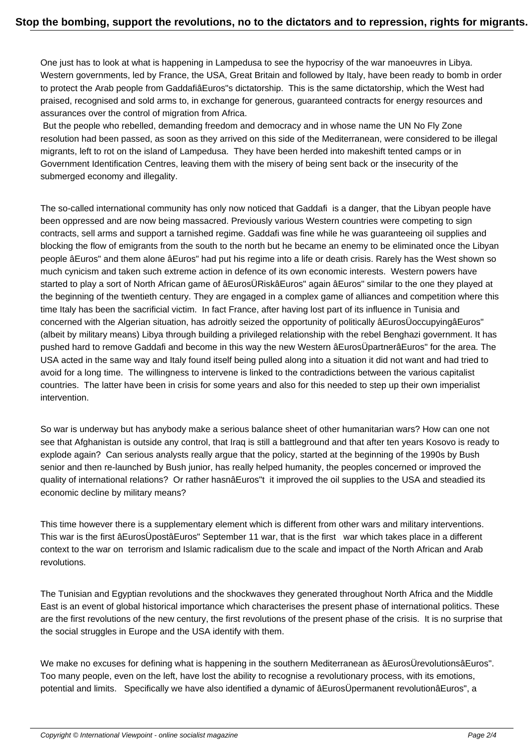One just has to look at what is happening in Lampedusa to see the hypocrisy of the war manoeuvres in Libya. Western governments, led by France, the USA, Great Britain and followed by Italy, have been ready to bomb in order to protect the Arab people from GaddafiâEuros"s dictatorship. This is the same dictatorship, which the West had praised, recognised and sold arms to, in exchange for generous, guaranteed contracts for energy resources and assurances over the control of migration from Africa.

But the people who rebelled, demanding freedom and democracy and in whose name the UN No Fly Zone resolution had been passed, as soon as they arrived on this side of the Mediterranean, were considered to be illegal migrants, left to rot on the island of Lampedusa. They have been herded into makeshift tented camps or in Government Identification Centres, leaving them with the misery of being sent back or the insecurity of the submerged economy and illegality.

The so-called international community has only now noticed that Gaddafi is a danger, that the Libyan people have been oppressed and are now being massacred. Previously various Western countries were competing to sign contracts, sell arms and support a tarnished regime. Gaddafi was fine while he was guaranteeing oil supplies and blocking the flow of emigrants from the south to the north but he became an enemy to be eliminated once the Libyan people âEuros" and them alone âEuros" had put his regime into a life or death crisis. Rarely has the West shown so much cynicism and taken such extreme action in defence of its own economic interests. Western powers have started to play a sort of North African game of âEurosÜRiskâEuros" again âEuros" similar to the one they played at the beginning of the twentieth century. They are engaged in a complex game of alliances and competition where this time Italy has been the sacrificial victim. In fact France, after having lost part of its influence in Tunisia and concerned with the Algerian situation, has adroitly seized the opportunity of politically âEurosÜoccupyingâEuros" (albeit by military means) Libya through building a privileged relationship with the rebel Benghazi government. It has pushed hard to remove Gaddafi and become in this way the new Western âEurosÜpartnerâEuros" for the area. The USA acted in the same way and Italy found itself being pulled along into a situation it did not want and had tried to avoid for a long time. The willingness to intervene is linked to the contradictions between the various capitalist countries. The latter have been in crisis for some years and also for this needed to step up their own imperialist intervention.

So war is underway but has anybody make a serious balance sheet of other humanitarian wars? How can one not see that Afghanistan is outside any control, that Iraq is still a battleground and that after ten years Kosovo is ready to explode again? Can serious analysts really argue that the policy, started at the beginning of the 1990s by Bush senior and then re-launched by Bush junior, has really helped humanity, the peoples concerned or improved the quality of international relations? Or rather hasnâEuros"t it improved the oil supplies to the USA and steadied its economic decline by military means?

This time however there is a supplementary element which is different from other wars and military interventions. This war is the first âEurosÜpostâEuros" September 11 war, that is the first war which takes place in a different context to the war on terrorism and Islamic radicalism due to the scale and impact of the North African and Arab revolutions.

The Tunisian and Egyptian revolutions and the shockwaves they generated throughout North Africa and the Middle East is an event of global historical importance which characterises the present phase of international politics. These are the first revolutions of the new century, the first revolutions of the present phase of the crisis. It is no surprise that the social struggles in Europe and the USA identify with them.

We make no excuses for defining what is happening in the southern Mediterranean as âEurosÜrevolutionsâEuros". Too many people, even on the left, have lost the ability to recognise a revolutionary process, with its emotions, potential and limits. Specifically we have also identified a dynamic of âEurosÜpermanent revolutionâEuros", a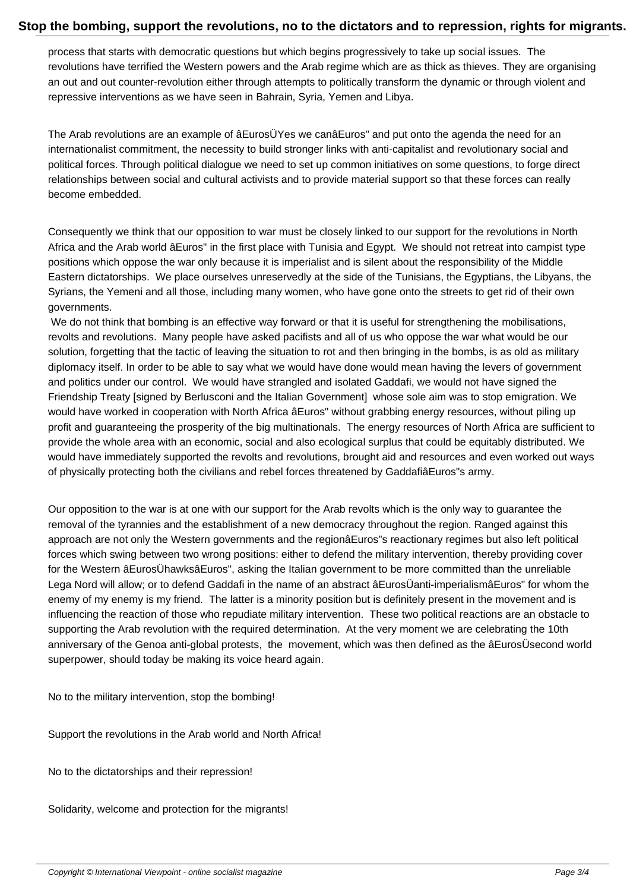process that starts with democratic questions but which begins progressively to take up social issues. The revolutions have terrified the Western powers and the Arab regime which are as thick as thieves. They are organising an out and out counter-revolution either through attempts to politically transform the dynamic or through violent and repressive interventions as we have seen in Bahrain, Syria, Yemen and Libya.

The Arab revolutions are an example of âEurosÜYes we canâEuros" and put onto the agenda the need for an internationalist commitment, the necessity to build stronger links with anti-capitalist and revolutionary social and political forces. Through political dialogue we need to set up common initiatives on some questions, to forge direct relationships between social and cultural activists and to provide material support so that these forces can really become embedded.

Consequently we think that our opposition to war must be closely linked to our support for the revolutions in North Africa and the Arab world âEuros" in the first place with Tunisia and Egypt. We should not retreat into campist type positions which oppose the war only because it is imperialist and is silent about the responsibility of the Middle Eastern dictatorships. We place ourselves unreservedly at the side of the Tunisians, the Egyptians, the Libyans, the Syrians, the Yemeni and all those, including many women, who have gone onto the streets to get rid of their own governments.

We do not think that bombing is an effective way forward or that it is useful for strengthening the mobilisations, revolts and revolutions. Many people have asked pacifists and all of us who oppose the war what would be our solution, forgetting that the tactic of leaving the situation to rot and then bringing in the bombs, is as old as military diplomacy itself. In order to be able to say what we would have done would mean having the levers of government and politics under our control. We would have strangled and isolated Gaddafi, we would not have signed the Friendship Treaty [signed by Berlusconi and the Italian Government] whose sole aim was to stop emigration. We would have worked in cooperation with North Africa âEuros" without grabbing energy resources, without piling up profit and guaranteeing the prosperity of the big multinationals. The energy resources of North Africa are sufficient to provide the whole area with an economic, social and also ecological surplus that could be equitably distributed. We would have immediately supported the revolts and revolutions, brought aid and resources and even worked out ways of physically protecting both the civilians and rebel forces threatened by GaddafiâEuros"s army.

Our opposition to the war is at one with our support for the Arab revolts which is the only way to guarantee the removal of the tyrannies and the establishment of a new democracy throughout the region. Ranged against this approach are not only the Western governments and the regionâEuros"s reactionary regimes but also left political forces which swing between two wrong positions: either to defend the military intervention, thereby providing cover for the Western âEurosÜhawksâEuros", asking the Italian government to be more committed than the unreliable Lega Nord will allow; or to defend Gaddafi in the name of an abstract âEurosÜanti-imperialismâEuros" for whom the enemy of my enemy is my friend. The latter is a minority position but is definitely present in the movement and is influencing the reaction of those who repudiate military intervention. These two political reactions are an obstacle to supporting the Arab revolution with the required determination. At the very moment we are celebrating the 10th anniversary of the Genoa anti-global protests, the movement, which was then defined as the âEurosÜsecond world superpower, should today be making its voice heard again.

No to the military intervention, stop the bombing!

Support the revolutions in the Arab world and North Africa!

No to the dictatorships and their repression!

Solidarity, welcome and protection for the migrants!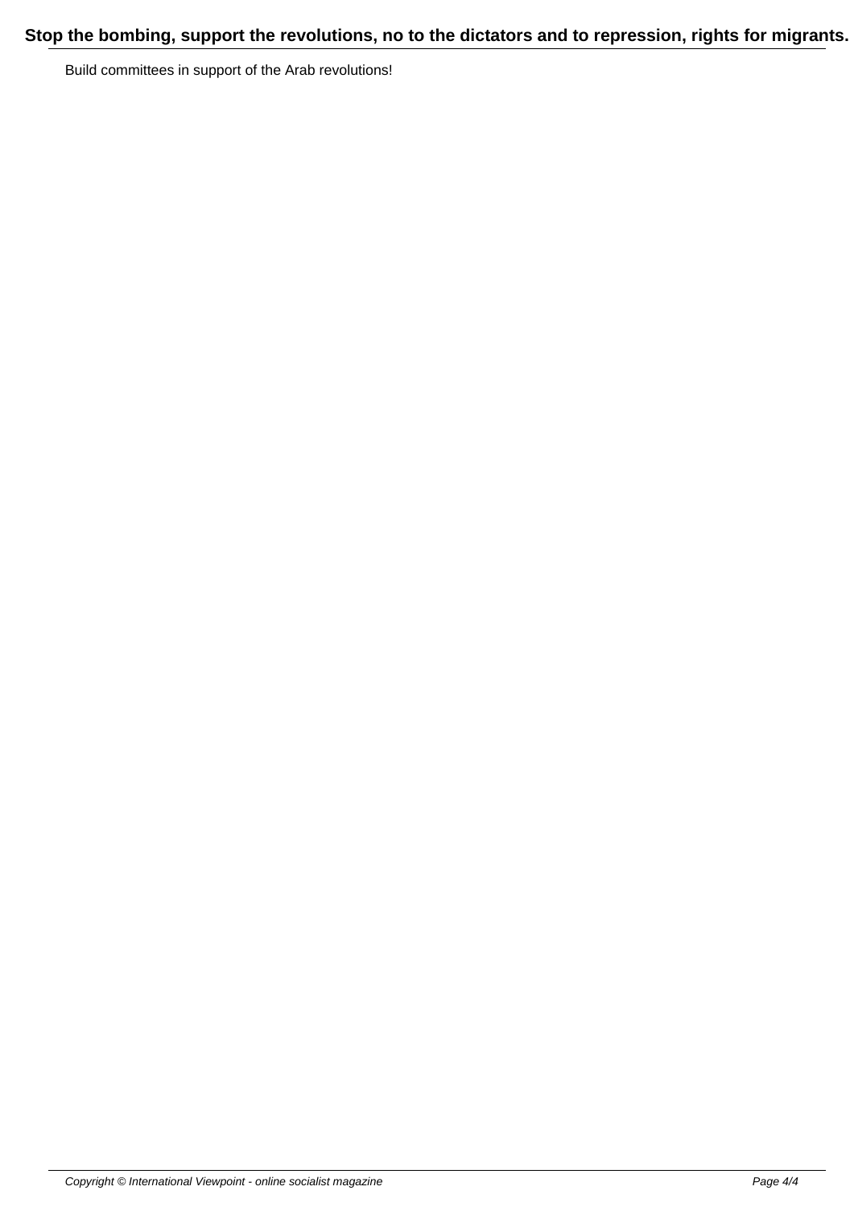Build committees in support of the Arab revolutions!